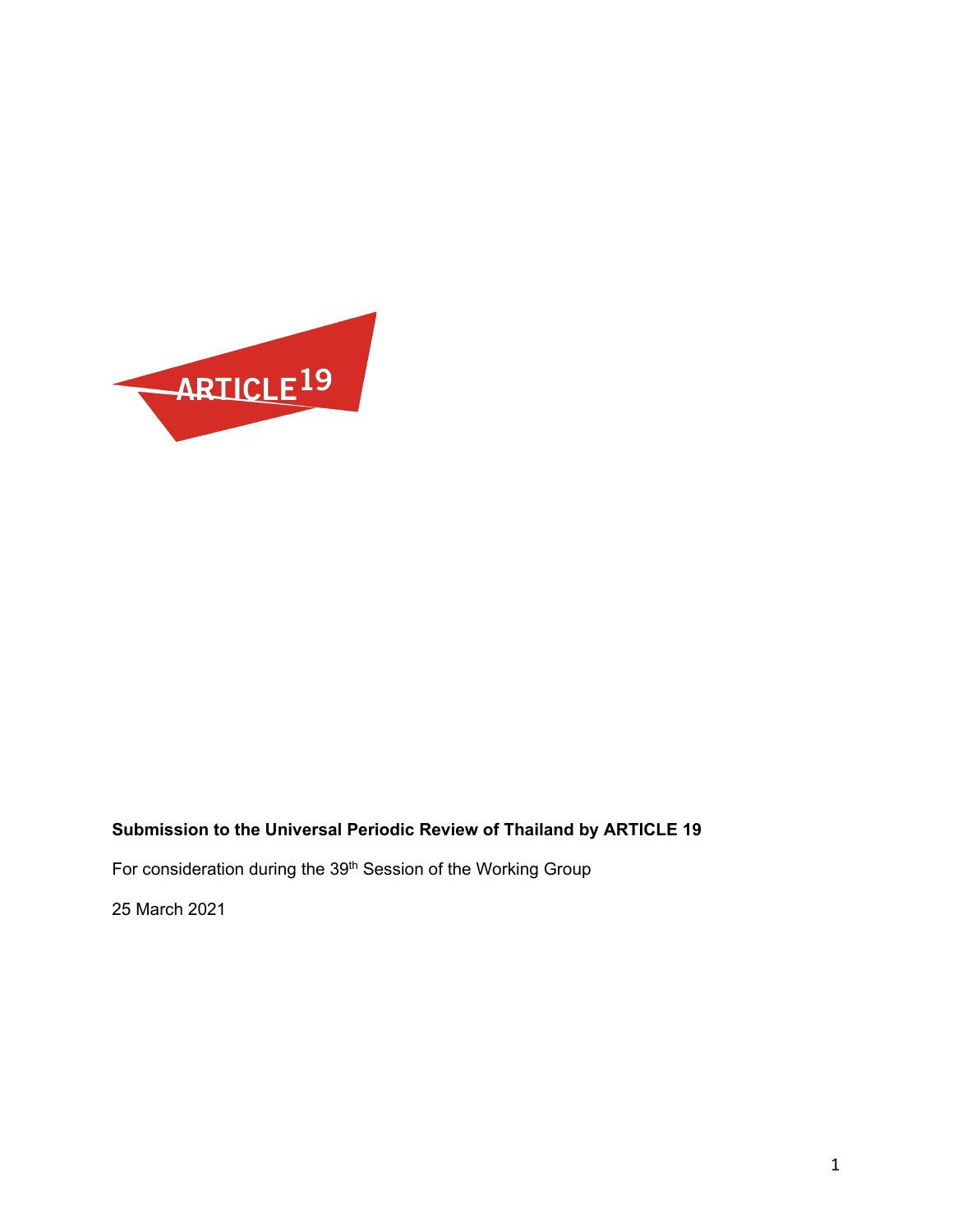ARTICLE 19

**Submission to the Universal Periodic Review of Thailand by ARTICLE 19**

For consideration during the 39th Session of the Working Group

25 March 2021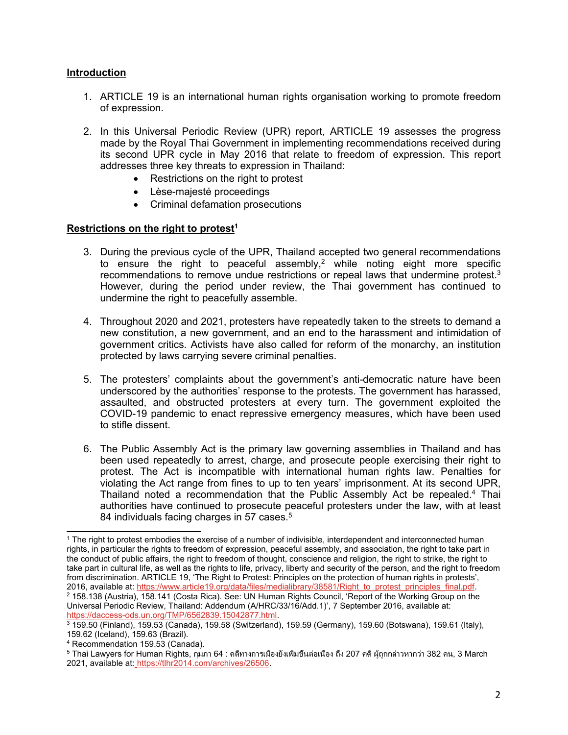## Introduction

1. ARTICLE 19 is an international human rights organisation working to promote freedom of expression.

2. In this Universal Periodic Review (UPR) report, ARTICLE 19 assesses the progress made by the Royal Thai Government in implementing recommendations received during its second UPR cycle in May 2016 that relate to freedom of expression. This report addresses three key threats to expression in Thailand:
   - Restrictions on the right to protest
   - Lèse-majesté proceedings
   - Criminal defamation prosecutions

## Restrictions on the right to protest[1]

3. During the previous cycle of the UPR, Thailand accepted two general recommendations to ensure the right to peaceful assembly,[2] while noting eight more specific recommendations to remove undue restrictions or repeal laws that undermine protest.[3] However, during the period under review, the Thai government has continued to undermine the right to peacefully assemble.

4. Throughout 2020 and 2021, protesters have repeatedly taken to the streets to demand a new constitution, a new government, and an end to the harassment and intimidation of government critics. Activists have also called for reform of the monarchy, an institution protected by laws carrying severe criminal penalties.

5. The protesters' complaints about the government's anti-democratic nature have been underscored by the authorities' response to the protests. The government has harassed, assaulted, and obstructed protesters at every turn. The government exploited the COVID-19 pandemic to enact repressive emergency measures, which have been used to stifle dissent.

6. The Public Assembly Act is the primary law governing assemblies in Thailand and has been used repeatedly to arrest, charge, and prosecute people exercising their right to protest. The Act is incompatible with international human rights law. Penalties for violating the Act range from fines to up to ten years' imprisonment. At its second UPR, Thailand noted a recommendation that the Public Assembly Act be repealed.[4] Thai authorities have continued to prosecute peaceful protesters under the law, with at least 84 individuals facing charges in 57 cases.[5]

---

[1] The right to protest embodies the exercise of a number of indivisible, interdependent and interconnected human rights, in particular the rights to freedom of expression, peaceful assembly, and association, the right to take part in the conduct of public affairs, the right to freedom of thought, conscience and religion, the right to strike, the right to take part in cultural life, as well as the rights to life, privacy, liberty and security of the person, and the right to freedom from discrimination. ARTICLE 19, 'The Right to Protest: Principles on the protection of human rights in protests', 2016, available at: https://www.article19.org/data/files/medialibrary/38581/Right_to_protest_principles_final.pdf.

[2] 158.138 (Austria), 158.141 (Costa Rica). See: UN Human Rights Council, 'Report of the Working Group on the Universal Periodic Review, Thailand: Addendum (A/HRC/33/16/Add.1)', 7 September 2016, available at: https://daccess-ods.un.org/TMP/6562839.15042877.html.

[3] 159.50 (Finland), 159.53 (Canada), 159.58 (Switzerland), 159.59 (Germany), 159.60 (Botswana), 159.61 (Italy), 159.62 (Iceland), 159.63 (Brazil).

[4] Recommendation 159.53 (Canada).

[5] Thai Lawyers for Human Rights, กุมภา 64 : คดีทางการเมืองยังเพิ่มขึ้นต่อเนื่อง ถึง 207 คดี ผู้ถูกกล่าวหากว่า 382 คน, 3 March 2021, available at: https://tlhr2014.com/archives/26506.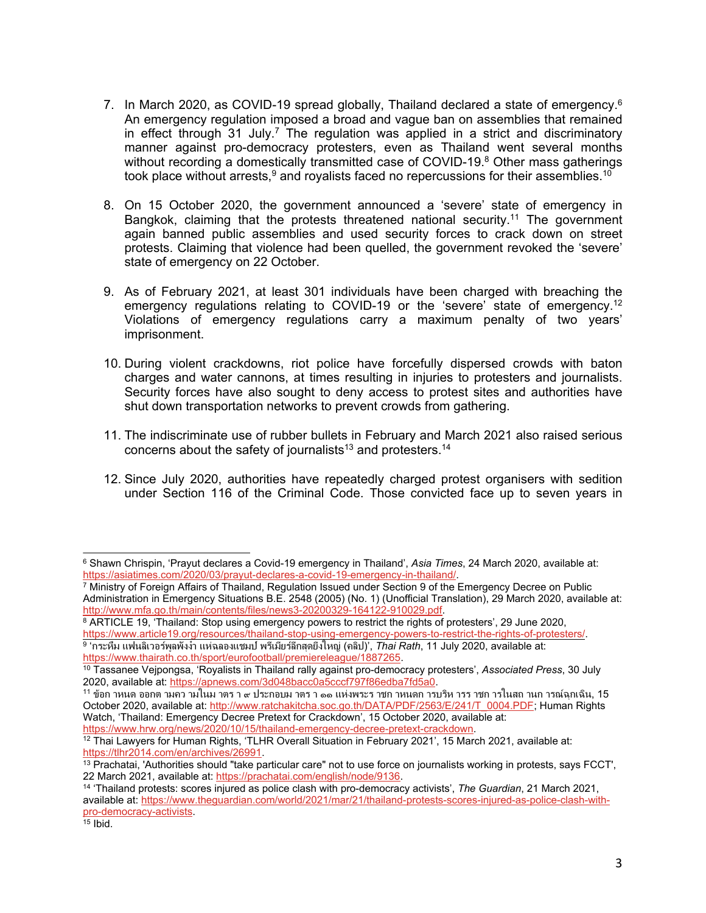7. In March 2020, as COVID-19 spread globally, Thailand declared a state of emergency.[6] An emergency regulation imposed a broad and vague ban on assemblies that remained in effect through 31 July.[7] The regulation was applied in a strict and discriminatory manner against pro-democracy protesters, even as Thailand went several months without recording a domestically transmitted case of COVID-19.[8] Other mass gatherings took place without arrests,[9] and royalists faced no repercussions for their assemblies.[10]

8. On 15 October 2020, the government announced a 'severe' state of emergency in Bangkok, claiming that the protests threatened national security.[11] The government again banned public assemblies and used security forces to crack down on street protests. Claiming that violence had been quelled, the government revoked the 'severe' state of emergency on 22 October.

9. As of February 2021, at least 301 individuals have been charged with breaching the emergency regulations relating to COVID-19 or the 'severe' state of emergency.[12] Violations of emergency regulations carry a maximum penalty of two years' imprisonment.

10. During violent crackdowns, riot police have forcefully dispersed crowds with baton charges and water cannons, at times resulting in injuries to protesters and journalists. Security forces have also sought to deny access to protest sites and authorities have shut down transportation networks to prevent crowds from gathering.

11. The indiscriminate use of rubber bullets in February and March 2021 also raised serious concerns about the safety of journalists[13] and protesters.[14]

12. Since July 2020, authorities have repeatedly charged protest organisers with sedition under Section 116 of the Criminal Code. Those convicted face up to seven years in

---

[6] Shawn Chrispin, 'Prayut declares a Covid-19 emergency in Thailand', *Asia Times*, 24 March 2020, available at: https://asiatimes.com/2020/03/prayut-declares-a-covid-19-emergency-in-thailand/.

[7] Ministry of Foreign Affairs of Thailand, Regulation Issued under Section 9 of the Emergency Decree on Public Administration in Emergency Situations B.E. 2548 (2005) (No. 1) (Unofficial Translation), 29 March 2020, available at: http://www.mfa.go.th/main/contents/files/news3-20200329-164122-910029.pdf.

[8] ARTICLE 19, 'Thailand: Stop using emergency powers to restrict the rights of protesters', 29 June 2020, https://www.article19.org/resources/thailand-stop-using-emergency-powers-to-restrict-the-rights-of-protesters/.

[9] 'กระหึ่ม แฟนลิเวอร์พูลพังงา แห่ฉลองแชมป์ พรีเมียร์ลีกสุดยิ่งใหญ่ (คลิป)', *Thai Rath*, 11 July 2020, available at: https://www.thairath.co.th/sport/eurofootball/premiereleague/1887265.

[10] Tassanee Vejpongsa, 'Royalists in Thailand rally against pro-democracy protesters', *Associated Press*, 30 July 2020, available at: https://apnews.com/3d048bacc0a5cccf797f86edba7fd5a0.

[11] ข้อกำหนด ออกตามความในมาตรา ๙ ประกอบมาตรา ๑๑ แห่งพระราชกำหนดการบริหารราชการในสถานการณ์ฉุกเฉิน, 15 October 2020, available at: http://www.ratchakitcha.soc.go.th/DATA/PDF/2563/E/241/T_0004.PDF; Human Rights Watch, 'Thailand: Emergency Decree Pretext for Crackdown', 15 October 2020, available at: https://www.hrw.org/news/2020/10/15/thailand-emergency-decree-pretext-crackdown.

[12] Thai Lawyers for Human Rights, 'TLHR Overall Situation in February 2021', 15 March 2021, available at: https://tlhr2014.com/en/archives/26991.

[13] Prachatai, 'Authorities should "take particular care" not to use force on journalists working in protests, says FCCT', 22 March 2021, available at: https://prachatai.com/english/node/9136.

[14] 'Thailand protests: scores injured as police clash with pro-democracy activists', *The Guardian*, 21 March 2021, available at: https://www.theguardian.com/world/2021/mar/21/thailand-protests-scores-injured-as-police-clash-with-pro-democracy-activists.

[15] Ibid.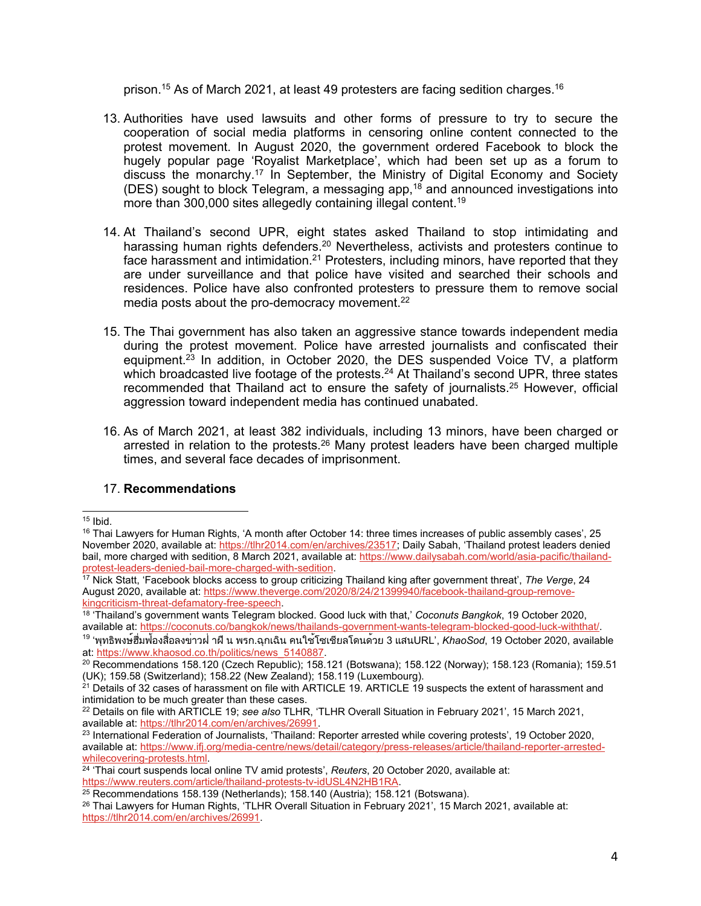prison.[15] As of March 2021, at least 49 protesters are facing sedition charges.[16]

13. Authorities have used lawsuits and other forms of pressure to try to secure the cooperation of social media platforms in censoring online content connected to the protest movement. In August 2020, the government ordered Facebook to block the hugely popular page 'Royalist Marketplace', which had been set up as a forum to discuss the monarchy.[17] In September, the Ministry of Digital Economy and Society (DES) sought to block Telegram, a messaging app,[18] and announced investigations into more than 300,000 sites allegedly containing illegal content.[19]

14. At Thailand's second UPR, eight states asked Thailand to stop intimidating and harassing human rights defenders.[20] Nevertheless, activists and protesters continue to face harassment and intimidation.[21] Protesters, including minors, have reported that they are under surveillance and that police have visited and searched their schools and residences. Police have also confronted protesters to pressure them to remove social media posts about the pro-democracy movement.[22]

15. The Thai government has also taken an aggressive stance towards independent media during the protest movement. Police have arrested journalists and confiscated their equipment.[23] In addition, in October 2020, the DES suspended Voice TV, a platform which broadcasted live footage of the protests.[24] At Thailand's second UPR, three states recommended that Thailand act to ensure the safety of journalists.[25] However, official aggression toward independent media has continued unabated.

16. As of March 2021, at least 382 individuals, including 13 minors, have been charged or arrested in relation to the protests.[26] Many protest leaders have been charged multiple times, and several face decades of imprisonment.

17. **Recommendations**

---

[15] Ibid.

[16] Thai Lawyers for Human Rights, 'A month after October 14: three times increases of public assembly cases', 25 November 2020, available at: https://tlhr2014.com/en/archives/23517; Daily Sabah, 'Thailand protest leaders denied bail, more charged with sedition, 8 March 2021, available at: https://www.dailysabah.com/world/asia-pacific/thailand-protest-leaders-denied-bail-more-charged-with-sedition.

[17] Nick Statt, 'Facebook blocks access to group criticizing Thailand king after government threat', *The Verge*, 24 August 2020, available at: https://www.theverge.com/2020/8/24/21399940/facebook-thailand-group-remove-kingcriticism-threat-defamatory-free-speech.

[18] 'Thailand's government wants Telegram blocked. Good luck with that,' *Coconuts Bangkok*, 19 October 2020, available at: https://coconuts.co/bangkok/news/thailands-government-wants-telegram-blocked-good-luck-withthat/.

[19] 'พุทธิพงษ์ฮึ่มฟ้องสื่อลงข่าวฝ่าฝืน พรก.ฉุกเฉิน คนใช้โซเชียลโดนด้วย 3 แสนURL', *KhaoSod*, 19 October 2020, available at: https://www.khaosod.co.th/politics/news_5140887.

[20] Recommendations 158.120 (Czech Republic); 158.121 (Botswana); 158.122 (Norway); 158.123 (Romania); 159.51 (UK); 159.58 (Switzerland); 158.22 (New Zealand); 158.119 (Luxembourg).

[21] Details of 32 cases of harassment on file with ARTICLE 19. ARTICLE 19 suspects the extent of harassment and intimidation to be much greater than these cases.

[22] Details on file with ARTICLE 19; *see also* TLHR, 'TLHR Overall Situation in February 2021', 15 March 2021, available at: https://tlhr2014.com/en/archives/26991.

[23] International Federation of Journalists, 'Thailand: Reporter arrested while covering protests', 19 October 2020, available at: https://www.ifj.org/media-centre/news/detail/category/press-releases/article/thailand-reporter-arrested-whilecovering-protests.html.

[24] 'Thai court suspends local online TV amid protests', *Reuters*, 20 October 2020, available at: https://www.reuters.com/article/thailand-protests-tv-idUSL4N2HB1RA.

[25] Recommendations 158.139 (Netherlands); 158.140 (Austria); 158.121 (Botswana).

[26] Thai Lawyers for Human Rights, 'TLHR Overall Situation in February 2021', 15 March 2021, available at: https://tlhr2014.com/en/archives/26991.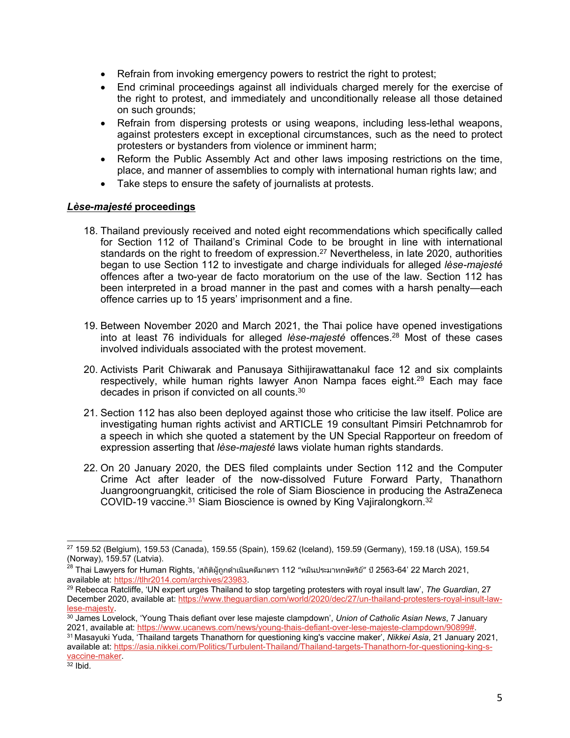- Refrain from invoking emergency powers to restrict the right to protest;
- End criminal proceedings against all individuals charged merely for the exercise of the right to protest, and immediately and unconditionally release all those detained on such grounds;
- Refrain from dispersing protests or using weapons, including less-lethal weapons, against protesters except in exceptional circumstances, such as the need to protect protesters or bystanders from violence or imminent harm;
- Reform the Public Assembly Act and other laws imposing restrictions on the time, place, and manner of assemblies to comply with international human rights law; and
- Take steps to ensure the safety of journalists at protests.

## ***Lèse-majesté* proceedings**

18. Thailand previously received and noted eight recommendations which specifically called for Section 112 of Thailand's Criminal Code to be brought in line with international standards on the right to freedom of expression.[27] Nevertheless, in late 2020, authorities began to use Section 112 to investigate and charge individuals for alleged *lèse-majesté* offences after a two-year de facto moratorium on the use of the law. Section 112 has been interpreted in a broad manner in the past and comes with a harsh penalty—each offence carries up to 15 years' imprisonment and a fine.

19. Between November 2020 and March 2021, the Thai police have opened investigations into at least 76 individuals for alleged *lèse-majesté* offences.[28] Most of these cases involved individuals associated with the protest movement.

20. Activists Parit Chiwarak and Panusaya Sithijirawattanakul face 12 and six complaints respectively, while human rights lawyer Anon Nampa faces eight.[29] Each may face decades in prison if convicted on all counts.[30]

21. Section 112 has also been deployed against those who criticise the law itself. Police are investigating human rights activist and ARTICLE 19 consultant Pimsiri Petchnamrob for a speech in which she quoted a statement by the UN Special Rapporteur on freedom of expression asserting that *lèse-majesté* laws violate human rights standards.

22. On 20 January 2020, the DES filed complaints under Section 112 and the Computer Crime Act after leader of the now-dissolved Future Forward Party, Thanathorn Juangroongruangkit, criticised the role of Siam Bioscience in producing the AstraZeneca COVID-19 vaccine.[31] Siam Bioscience is owned by King Vajiralongkorn.[32]

---

[27] 159.52 (Belgium), 159.53 (Canada), 159.55 (Spain), 159.62 (Iceland), 159.59 (Germany), 159.18 (USA), 159.54 (Norway), 159.57 (Latvia).

[28] Thai Lawyers for Human Rights, 'สถิติผู้ถูกดำเนินคดีมาตรา 112 "หมิ่นประมาทกษัตริย์" ปี 2563-64' 22 March 2021, available at: https://tlhr2014.com/archives/23983.

[29] Rebecca Ratcliffe, 'UN expert urges Thailand to stop targeting protesters with royal insult law', *The Guardian*, 27 December 2020, available at: https://www.theguardian.com/world/2020/dec/27/un-thailand-protesters-royal-insult-law-lese-majesty.

[30] James Lovelock, 'Young Thais defiant over lese majeste clampdown', *Union of Catholic Asian News*, 7 January 2021, available at: https://www.ucanews.com/news/young-thais-defiant-over-lese-majeste-clampdown/90899#.

[31] Masayuki Yuda, 'Thailand targets Thanathorn for questioning king's vaccine maker', *Nikkei Asia*, 21 January 2021, available at: https://asia.nikkei.com/Politics/Turbulent-Thailand/Thailand-targets-Thanathorn-for-questioning-king-s-vaccine-maker.

[32] Ibid.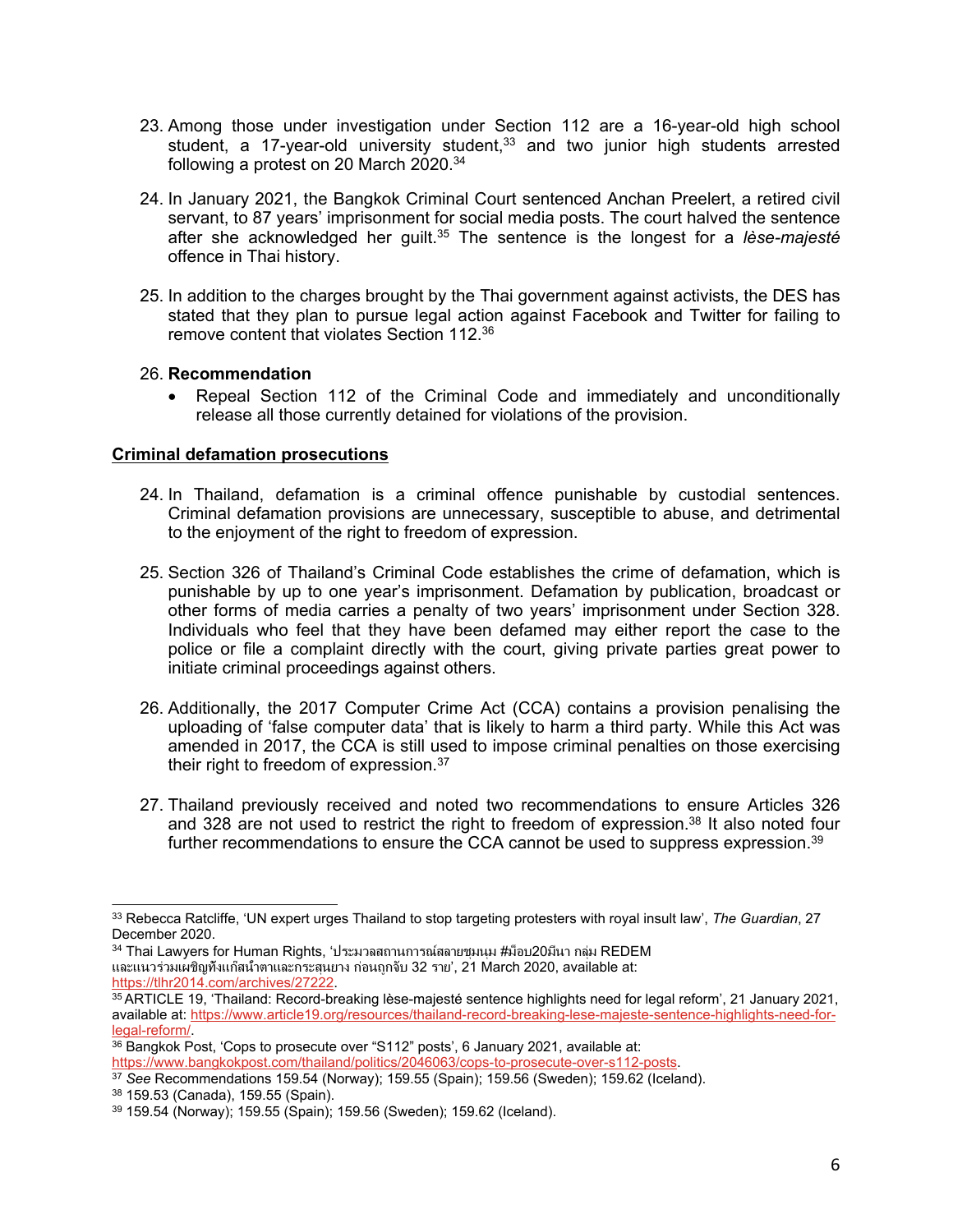23. Among those under investigation under Section 112 are a 16-year-old high school student, a 17-year-old university student,[33] and two junior high students arrested following a protest on 20 March 2020.[34]

24. In January 2021, the Bangkok Criminal Court sentenced Anchan Preelert, a retired civil servant, to 87 years' imprisonment for social media posts. The court halved the sentence after she acknowledged her guilt.[35] The sentence is the longest for a *lèse-majesté* offence in Thai history.

25. In addition to the charges brought by the Thai government against activists, the DES has stated that they plan to pursue legal action against Facebook and Twitter for failing to remove content that violates Section 112.[36]

26. **Recommendation**
    - Repeal Section 112 of the Criminal Code and immediately and unconditionally release all those currently detained for violations of the provision.

**Criminal defamation prosecutions**

24. In Thailand, defamation is a criminal offence punishable by custodial sentences. Criminal defamation provisions are unnecessary, susceptible to abuse, and detrimental to the enjoyment of the right to freedom of expression.

25. Section 326 of Thailand's Criminal Code establishes the crime of defamation, which is punishable by up to one year's imprisonment. Defamation by publication, broadcast or other forms of media carries a penalty of two years' imprisonment under Section 328. Individuals who feel that they have been defamed may either report the case to the police or file a complaint directly with the court, giving private parties great power to initiate criminal proceedings against others.

26. Additionally, the 2017 Computer Crime Act (CCA) contains a provision penalising the uploading of 'false computer data' that is likely to harm a third party. While this Act was amended in 2017, the CCA is still used to impose criminal penalties on those exercising their right to freedom of expression.[37]

27. Thailand previously received and noted two recommendations to ensure Articles 326 and 328 are not used to restrict the right to freedom of expression.[38] It also noted four further recommendations to ensure the CCA cannot be used to suppress expression.[39]

---

[33] Rebecca Ratcliffe, 'UN expert urges Thailand to stop targeting protesters with royal insult law', *The Guardian*, 27 December 2020.

[34] Thai Lawyers for Human Rights, 'ประมวลสถานการณ์สลายชุมนุม #ม็อบ20มีนา กลุ่ม REDEM และแนวร่วมเผชิญทั้งแก๊สน้ำตาและกระสุนยาง ก่อนถูกจับ 32 ราย', 21 March 2020, available at: https://tlhr2014.com/archives/27222.

[35] ARTICLE 19, 'Thailand: Record-breaking lèse-majesté sentence highlights need for legal reform', 21 January 2021, available at: https://www.article19.org/resources/thailand-record-breaking-lese-majeste-sentence-highlights-need-for-legal-reform/.

[36] Bangkok Post, 'Cops to prosecute over "S112" posts', 6 January 2021, available at: https://www.bangkokpost.com/thailand/politics/2046063/cops-to-prosecute-over-s112-posts.

[37] *See* Recommendations 159.54 (Norway); 159.55 (Spain); 159.56 (Sweden); 159.62 (Iceland).

[38] 159.53 (Canada), 159.55 (Spain).

[39] 159.54 (Norway); 159.55 (Spain); 159.56 (Sweden); 159.62 (Iceland).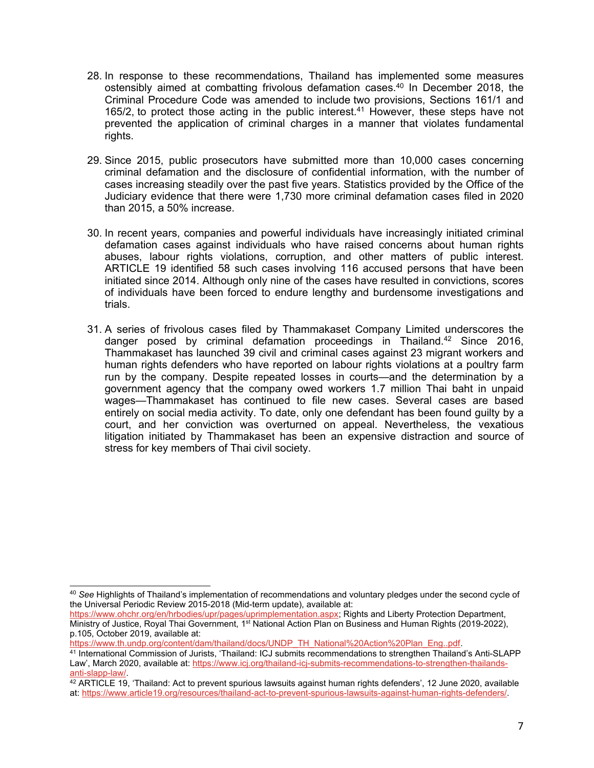28. In response to these recommendations, Thailand has implemented some measures ostensibly aimed at combatting frivolous defamation cases.[40] In December 2018, the Criminal Procedure Code was amended to include two provisions, Sections 161/1 and 165/2, to protect those acting in the public interest.[41] However, these steps have not prevented the application of criminal charges in a manner that violates fundamental rights.

29. Since 2015, public prosecutors have submitted more than 10,000 cases concerning criminal defamation and the disclosure of confidential information, with the number of cases increasing steadily over the past five years. Statistics provided by the Office of the Judiciary evidence that there were 1,730 more criminal defamation cases filed in 2020 than 2015, a 50% increase.

30. In recent years, companies and powerful individuals have increasingly initiated criminal defamation cases against individuals who have raised concerns about human rights abuses, labour rights violations, corruption, and other matters of public interest. ARTICLE 19 identified 58 such cases involving 116 accused persons that have been initiated since 2014. Although only nine of the cases have resulted in convictions, scores of individuals have been forced to endure lengthy and burdensome investigations and trials.

31. A series of frivolous cases filed by Thammakaset Company Limited underscores the danger posed by criminal defamation proceedings in Thailand.[42] Since 2016, Thammakaset has launched 39 civil and criminal cases against 23 migrant workers and human rights defenders who have reported on labour rights violations at a poultry farm run by the company. Despite repeated losses in courts—and the determination by a government agency that the company owed workers 1.7 million Thai baht in unpaid wages—Thammakaset has continued to file new cases. Several cases are based entirely on social media activity. To date, only one defendant has been found guilty by a court, and her conviction was overturned on appeal. Nevertheless, the vexatious litigation initiated by Thammakaset has been an expensive distraction and source of stress for key members of Thai civil society.

---

[40] *See* Highlights of Thailand's implementation of recommendations and voluntary pledges under the second cycle of the Universal Periodic Review 2015-2018 (Mid-term update), available at: https://www.ohchr.org/en/hrbodies/upr/pages/uprimplementation.aspx; Rights and Liberty Protection Department, Ministry of Justice, Royal Thai Government, 1st National Action Plan on Business and Human Rights (2019-2022), p.105, October 2019, available at: https://www.th.undp.org/content/dam/thailand/docs/UNDP_TH_National%20Action%20Plan_Eng..pdf.

[41] International Commission of Jurists, 'Thailand: ICJ submits recommendations to strengthen Thailand's Anti-SLAPP Law', March 2020, available at: https://www.icj.org/thailand-icj-submits-recommendations-to-strengthen-thailands-anti-slapp-law/.

[42] ARTICLE 19, 'Thailand: Act to prevent spurious lawsuits against human rights defenders', 12 June 2020, available at: https://www.article19.org/resources/thailand-act-to-prevent-spurious-lawsuits-against-human-rights-defenders/.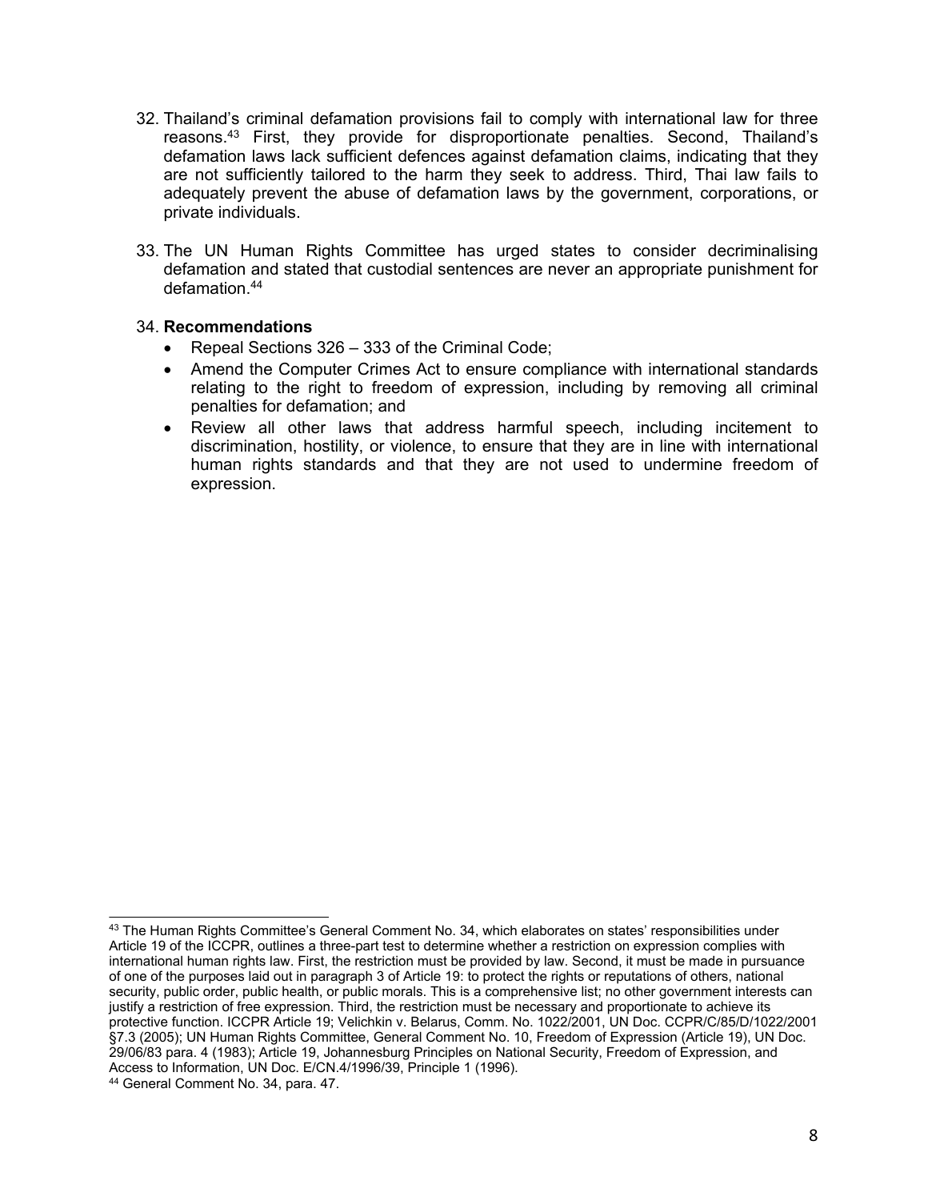32. Thailand's criminal defamation provisions fail to comply with international law for three reasons.[43] First, they provide for disproportionate penalties. Second, Thailand's defamation laws lack sufficient defences against defamation claims, indicating that they are not sufficiently tailored to the harm they seek to address. Third, Thai law fails to adequately prevent the abuse of defamation laws by the government, corporations, or private individuals.

33. The UN Human Rights Committee has urged states to consider decriminalising defamation and stated that custodial sentences are never an appropriate punishment for defamation.[44]

34. **Recommendations**
   - Repeal Sections 326 – 333 of the Criminal Code;
   - Amend the Computer Crimes Act to ensure compliance with international standards relating to the right to freedom of expression, including by removing all criminal penalties for defamation; and
   - Review all other laws that address harmful speech, including incitement to discrimination, hostility, or violence, to ensure that they are in line with international human rights standards and that they are not used to undermine freedom of expression.

---

[43] The Human Rights Committee's General Comment No. 34, which elaborates on states' responsibilities under Article 19 of the ICCPR, outlines a three-part test to determine whether a restriction on expression complies with international human rights law. First, the restriction must be provided by law. Second, it must be made in pursuance of one of the purposes laid out in paragraph 3 of Article 19: to protect the rights or reputations of others, national security, public order, public health, or public morals. This is a comprehensive list; no other government interests can justify a restriction of free expression. Third, the restriction must be necessary and proportionate to achieve its protective function. ICCPR Article 19; Velichkin v. Belarus, Comm. No. 1022/2001, UN Doc. CCPR/C/85/D/1022/2001 §7.3 (2005); UN Human Rights Committee, General Comment No. 10, Freedom of Expression (Article 19), UN Doc. 29/06/83 para. 4 (1983); Article 19, Johannesburg Principles on National Security, Freedom of Expression, and Access to Information, UN Doc. E/CN.4/1996/39, Principle 1 (1996).

[44] General Comment No. 34, para. 47.